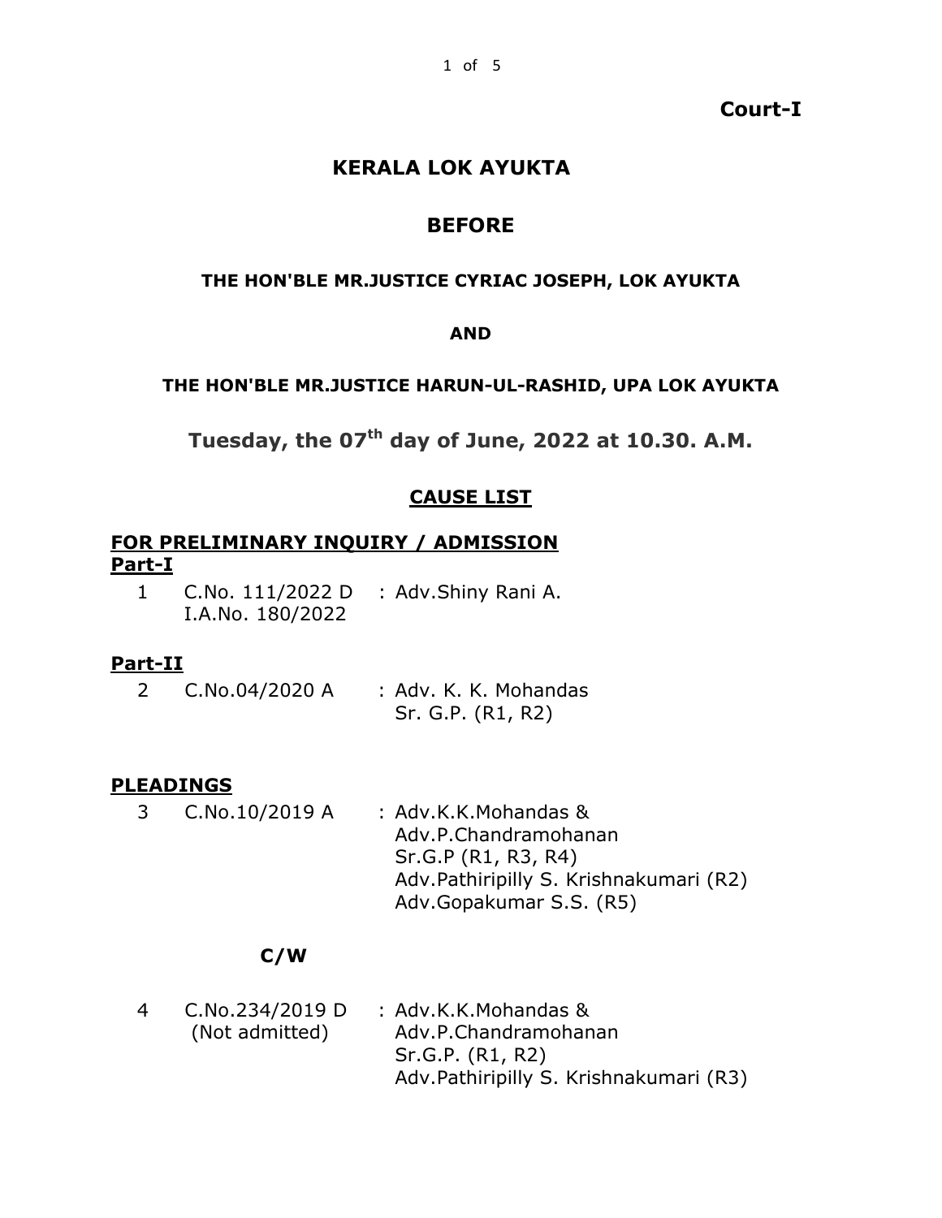**Court-I**

# KERALA LOK AYUKTA

## BEFORE

**THE HON'BLE MR.JUSTICE CYRIAC JOSEPH, LOK AYUKTA**

**AND**

**THE HON'BLE MR.JUSTICE HARUN-UL-RASHID, UPA LOK AYUKTA**

**Tuesday, the 07th day of June, 2022 at 10.30. A.M.**

## CAUSE LIST

### FOR PRELIMINARY INQUIRY / ADMISSION

**Part-I**

| | | |
|---|---|---|
| 1 | C.No. 111/2022 D<br>I.A.No. 180/2022 | : Adv.Shiny Rani A. |

**Part-II**

| | | |
|---|---|---|
| 2 | C.No.04/2020 A | : Adv. K. K. Mohandas<br>Sr. G.P. (R1, R2) |

### PLEADINGS

| | | |
|---|---|---|
| 3 | C.No.10/2019 A | : Adv.K.K.Mohandas &<br>Adv.P.Chandramohanan<br>Sr.G.P (R1, R3, R4)<br>Adv.Pathiripilly S. Krishnakumari (R2)<br>Adv.Gopakumar S.S. (R5) |

**C/W**

| | | |
|---|---|---|
| 4 | C.No.234/2019 D<br>(Not admitted) | : Adv.K.K.Mohandas &<br>Adv.P.Chandramohanan<br>Sr.G.P. (R1, R2)<br>Adv.Pathiripilly S. Krishnakumari (R3) |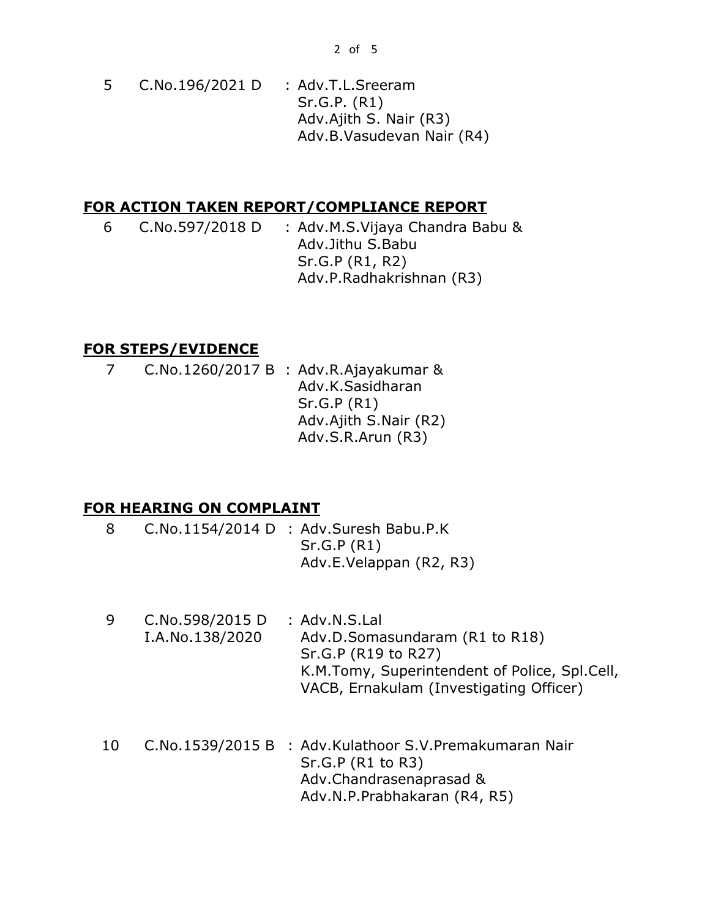5 C.No.196/2021 D : Adv.T.L.Sreeram
Sr.G.P. (R1)
Adv.Ajith S. Nair (R3)
Adv.B.Vasudevan Nair (R4)

## FOR ACTION TAKEN REPORT/COMPLIANCE REPORT

6 C.No.597/2018 D : Adv.M.S.Vijaya Chandra Babu &
Adv.Jithu S.Babu
Sr.G.P (R1, R2)
Adv.P.Radhakrishnan (R3)

## FOR STEPS/EVIDENCE

7 C.No.1260/2017 B : Adv.R.Ajayakumar &
Adv.K.Sasidharan
Sr.G.P (R1)
Adv.Ajith S.Nair (R2)
Adv.S.R.Arun (R3)

## FOR HEARING ON COMPLAINT

8 C.No.1154/2014 D : Adv.Suresh Babu.P.K
Sr.G.P (R1)
Adv.E.Velappan (R2, R3)

9 C.No.598/2015 D : Adv.N.S.Lal
I.A.No.138/2020
Adv.D.Somasundaram (R1 to R18)
Sr.G.P (R19 to R27)
K.M.Tomy, Superintendent of Police, Spl.Cell, VACB, Ernakulam (Investigating Officer)

10 C.No.1539/2015 B : Adv.Kulathoor S.V.Premakumaran Nair
Sr.G.P (R1 to R3)
Adv.Chandrasenaprasad &
Adv.N.P.Prabhakaran (R4, R5)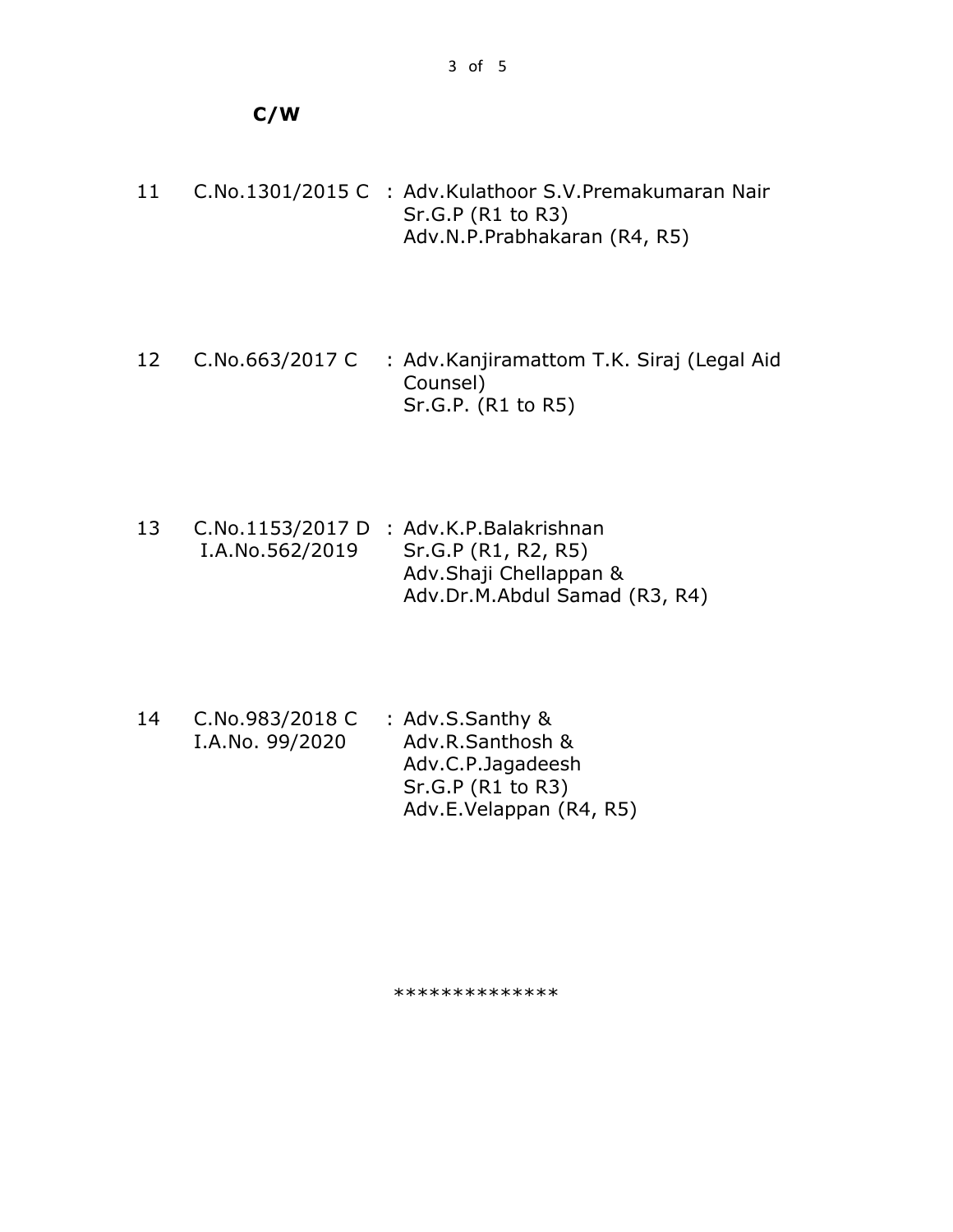**C/W**

| | | |
|---|---|---|
| 11 | C.No.1301/2015 C | : Adv.Kulathoor S.V.Premakumaran Nair<br>Sr.G.P (R1 to R3)<br>Adv.N.P.Prabhakaran (R4, R5) |
| 12 | C.No.663/2017 C | : Adv.Kanjiramattom T.K. Siraj (Legal Aid Counsel)<br>Sr.G.P. (R1 to R5) |
| 13 | C.No.1153/2017 D<br>I.A.No.562/2019 | : Adv.K.P.Balakrishnan<br>Sr.G.P (R1, R2, R5)<br>Adv.Shaji Chellappan &<br>Adv.Dr.M.Abdul Samad (R3, R4) |
| 14 | C.No.983/2018 C<br>I.A.No. 99/2020 | : Adv.S.Santhy &<br>Adv.R.Santhosh &<br>Adv.C.P.Jagadeesh<br>Sr.G.P (R1 to R3)<br>Adv.E.Velappan (R4, R5) |

**************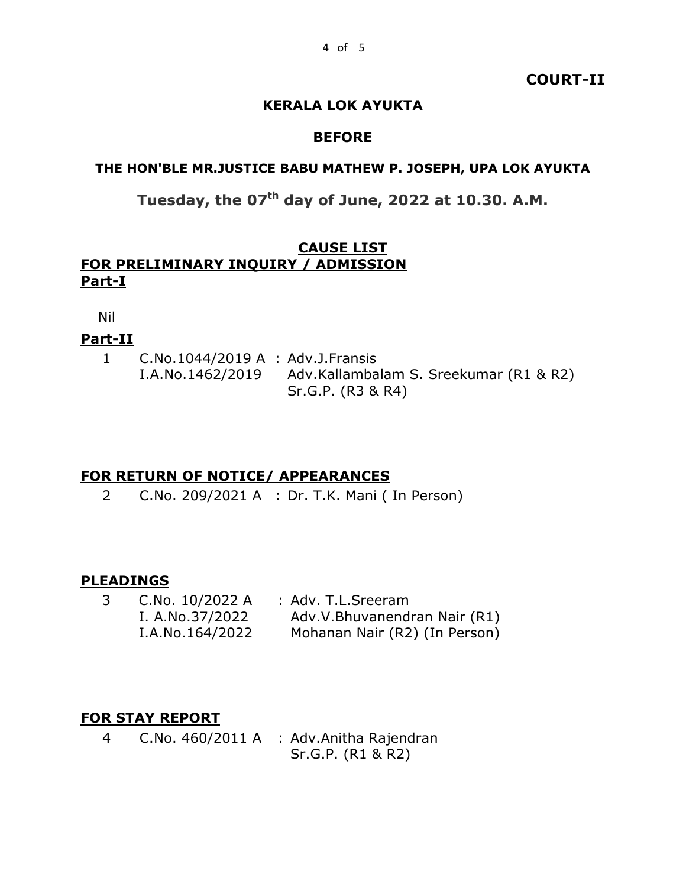**COURT-II**

**KERALA LOK AYUKTA**

**BEFORE**

**THE HON'BLE MR.JUSTICE BABU MATHEW P. JOSEPH, UPA LOK AYUKTA**

**Tuesday, the 07th day of June, 2022 at 10.30. A.M.**

**CAUSE LIST**

**FOR PRELIMINARY INQUIRY / ADMISSION**

**Part-I**

Nil

**Part-II**

| | | |
|---|---|---|
| 1 | C.No.1044/2019 A<br>I.A.No.1462/2019 | : Adv.J.Fransis<br>Adv.Kallambalam S. Sreekumar (R1 & R2)<br>Sr.G.P. (R3 & R4) |

**FOR RETURN OF NOTICE/ APPEARANCES**

| | | |
|---|---|---|
| 2 | C.No. 209/2021 A | : Dr. T.K. Mani ( In Person) |

**PLEADINGS**

| | | |
|---|---|---|
| 3 | C.No. 10/2022 A<br>I. A.No.37/2022<br>I.A.No.164/2022 | : Adv. T.L.Sreeram<br>Adv.V.Bhuvanendran Nair (R1)<br>Mohanan Nair (R2) (In Person) |

**FOR STAY REPORT**

| | | |
|---|---|---|
| 4 | C.No. 460/2011 A | : Adv.Anitha Rajendran<br>Sr.G.P. (R1 & R2) |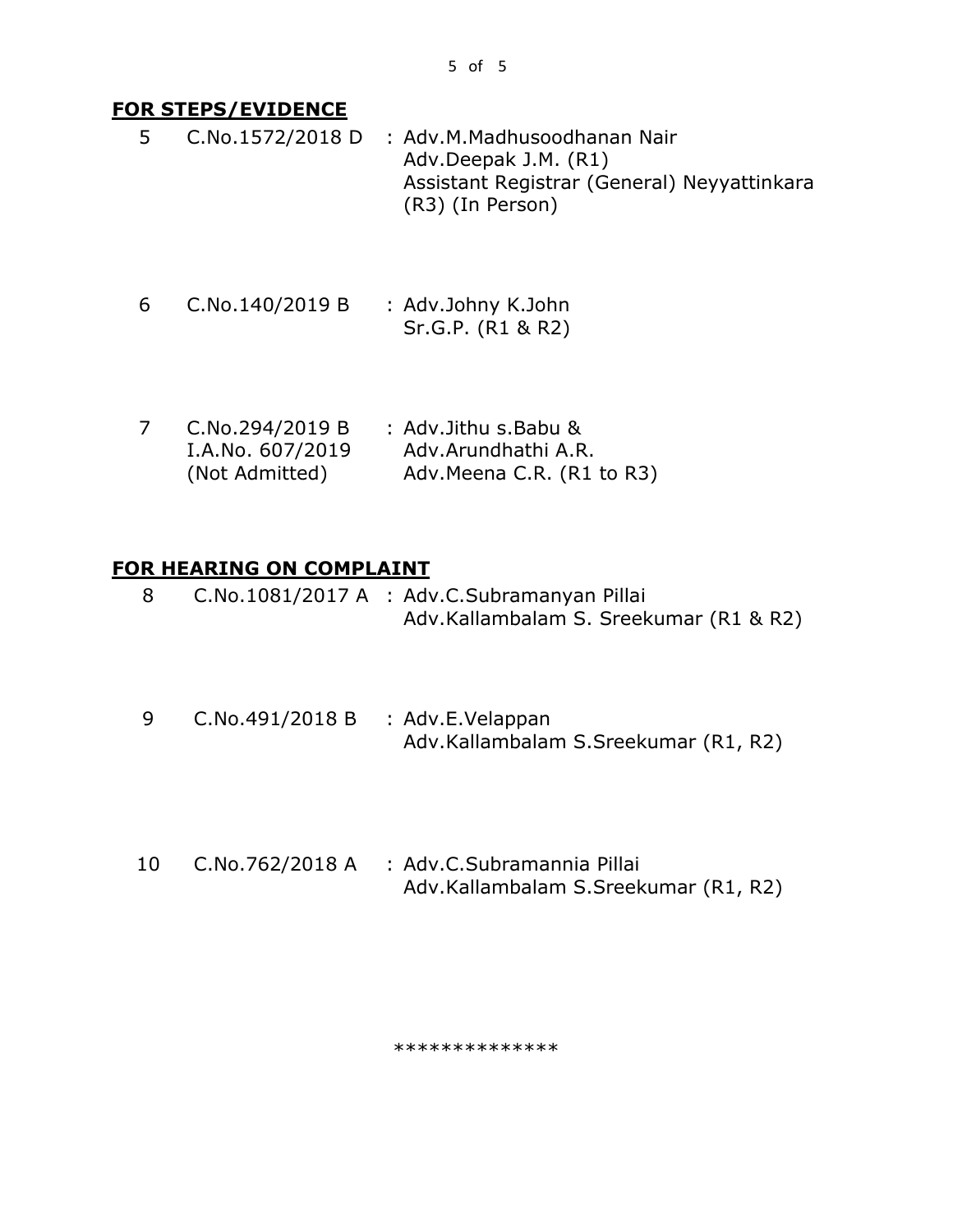**FOR STEPS/EVIDENCE**

| | | |
|---|---|---|
| 5 | C.No.1572/2018 D | : Adv.M.Madhusoodhanan Nair<br>Adv.Deepak J.M. (R1)<br>Assistant Registrar (General) Neyyattinkara (R3) (In Person) |
| 6 | C.No.140/2019 B | : Adv.Johny K.John<br>Sr.G.P. (R1 & R2) |
| 7 | C.No.294/2019 B<br>I.A.No. 607/2019<br>(Not Admitted) | : Adv.Jithu s.Babu &<br>Adv.Arundhathi A.R.<br>Adv.Meena C.R. (R1 to R3) |

**FOR HEARING ON COMPLAINT**

| | | |
|---|---|---|
| 8 | C.No.1081/2017 A | : Adv.C.Subramanyan Pillai<br>Adv.Kallambalam S. Sreekumar (R1 & R2) |
| 9 | C.No.491/2018 B | : Adv.E.Velappan<br>Adv.Kallambalam S.Sreekumar (R1, R2) |
| 10 | C.No.762/2018 A | : Adv.C.Subramannia Pillai<br>Adv.Kallambalam S.Sreekumar (R1, R2) |

**************